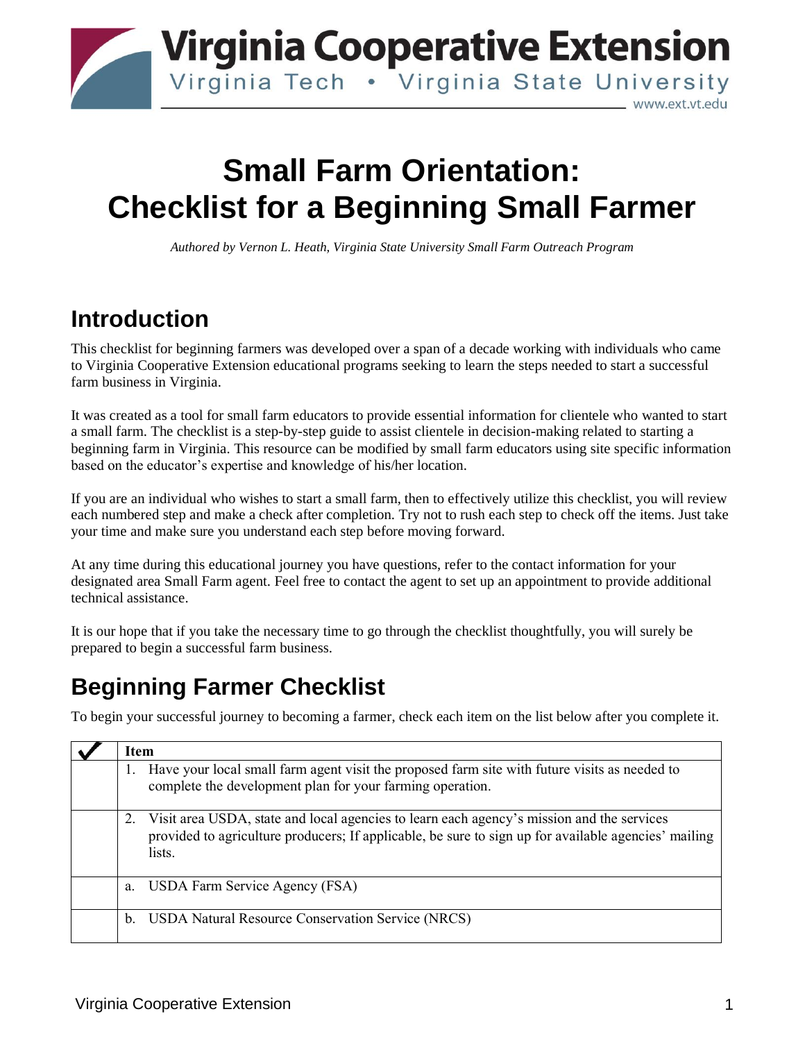# Small Farm Orientation: Checklist for a Beginning Small Farmer

*Authored by Vernon L. Heath, Virginia State University Small Farm Outreach Program*

## Introduction

This checklist for beginning farmers was developed over a span of a decade working with individuals who came to Virginia Cooperative Extension educational programs seeking to learn the steps needed to start a successful farm business in Virginia.

It was created as a tool for small farm educators to provide essential information for clientele who wanted to start a small farm. The checklist is a step-by-step guide to assist clientele in decision-making related to starting a beginning farm in Virginia. This resource can be modified by small farm educators using site specific information based on the educator's expertise and knowledge of his/her location.

If you are an individual who wishes to start a small farm, then to effectively utilize this checklist, you will review each numbered step and make a check after completion. Try not to rush each step to check off the items. Just take your time and make sure you understand each step before moving forward.

At any time during this educational journey you have questions, refer to the contact information for your designated area Small Farm agent. Feel free to contact the agent to set up an appointment to provide additional technical assistance.

It is our hope that if you take the necessary time to go through the checklist thoughtfully, you will surely be prepared to begin a successful farm business.

## Beginning Farmer Checklist

To begin your successful journey to becoming a farmer, check each item on the list below after you complete it.

| ✔ | Item |
|---|---|
| | 1. Have your local small farm agent visit the proposed farm site with future visits as needed to complete the development plan for your farming operation. |
| | 2. Visit area USDA, state and local agencies to learn each agency's mission and the services provided to agriculture producers; If applicable, be sure to sign up for available agencies' mailing lists. |
| | a. USDA Farm Service Agency (FSA) |
| | b. USDA Natural Resource Conservation Service (NRCS) |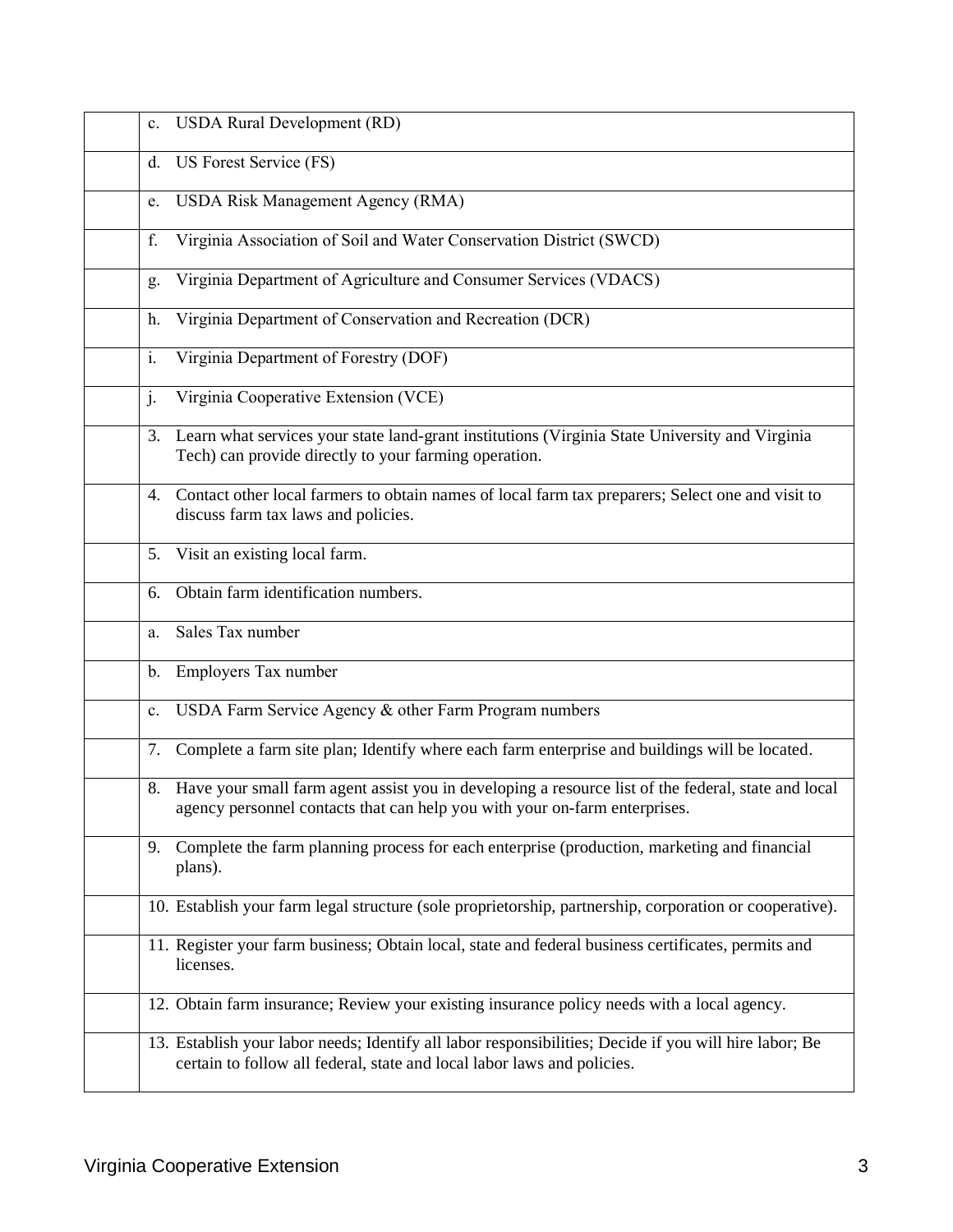| | |
|---|---|
| | c. USDA Rural Development (RD) |
| | d. US Forest Service (FS) |
| | e. USDA Risk Management Agency (RMA) |
| | f. Virginia Association of Soil and Water Conservation District (SWCD) |
| | g. Virginia Department of Agriculture and Consumer Services (VDACS) |
| | h. Virginia Department of Conservation and Recreation (DCR) |
| | i. Virginia Department of Forestry (DOF) |
| | j. Virginia Cooperative Extension (VCE) |
| | 3. Learn what services your state land-grant institutions (Virginia State University and Virginia Tech) can provide directly to your farming operation. |
| | 4. Contact other local farmers to obtain names of local farm tax preparers; Select one and visit to discuss farm tax laws and policies. |
| | 5. Visit an existing local farm. |
| | 6. Obtain farm identification numbers. |
| | a. Sales Tax number |
| | b. Employers Tax number |
| | c. USDA Farm Service Agency & other Farm Program numbers |
| | 7. Complete a farm site plan; Identify where each farm enterprise and buildings will be located. |
| | 8. Have your small farm agent assist you in developing a resource list of the federal, state and local agency personnel contacts that can help you with your on-farm enterprises. |
| | 9. Complete the farm planning process for each enterprise (production, marketing and financial plans). |
| | 10. Establish your farm legal structure (sole proprietorship, partnership, corporation or cooperative). |
| | 11. Register your farm business; Obtain local, state and federal business certificates, permits and licenses. |
| | 12. Obtain farm insurance; Review your existing insurance policy needs with a local agency. |
| | 13. Establish your labor needs; Identify all labor responsibilities; Decide if you will hire labor; Be certain to follow all federal, state and local labor laws and policies. |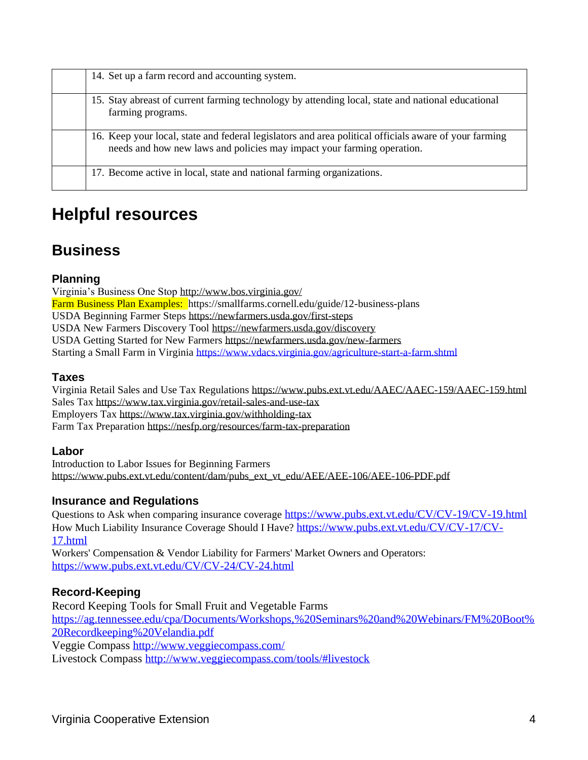| | |
|---|---|
| | 14. Set up a farm record and accounting system. |
| | 15. Stay abreast of current farming technology by attending local, state and national educational farming programs. |
| | 16. Keep your local, state and federal legislators and area political officials aware of your farming needs and how new laws and policies may impact your farming operation. |
| | 17. Become active in local, state and national farming organizations. |

# Helpful resources

## Business

### Planning

Virginia's Business One Stop http://www.bos.virginia.gov/
Farm Business Plan Examples: https://smallfarms.cornell.edu/guide/12-business-plans
USDA Beginning Farmer Steps https://newfarmers.usda.gov/first-steps
USDA New Farmers Discovery Tool https://newfarmers.usda.gov/discovery
USDA Getting Started for New Farmers https://newfarmers.usda.gov/new-farmers
Starting a Small Farm in Virginia https://www.vdacs.virginia.gov/agriculture-start-a-farm.shtml

### Taxes

Virginia Retail Sales and Use Tax Regulations https://www.pubs.ext.vt.edu/AAEC/AAEC-159/AAEC-159.html
Sales Tax https://www.tax.virginia.gov/retail-sales-and-use-tax
Employers Tax https://www.tax.virginia.gov/withholding-tax
Farm Tax Preparation https://nesfp.org/resources/farm-tax-preparation

### Labor

Introduction to Labor Issues for Beginning Farmers
https://www.pubs.ext.vt.edu/content/dam/pubs_ext_vt_edu/AEE/AEE-106/AEE-106-PDF.pdf

### Insurance and Regulations

Questions to Ask when comparing insurance coverage https://www.pubs.ext.vt.edu/CV/CV-19/CV-19.html
How Much Liability Insurance Coverage Should I Have? https://www.pubs.ext.vt.edu/CV/CV-17/CV-17.html
Workers' Compensation & Vendor Liability for Farmers' Market Owners and Operators:
https://www.pubs.ext.vt.edu/CV/CV-24/CV-24.html

### Record-Keeping

Record Keeping Tools for Small Fruit and Vegetable Farms
https://ag.tennessee.edu/cpa/Documents/Workshops,%20Seminars%20and%20Webinars/FM%20Boot%20Recordkeeping%20Velandia.pdf
Veggie Compass http://www.veggiecompass.com/
Livestock Compass http://www.veggiecompass.com/tools/#livestock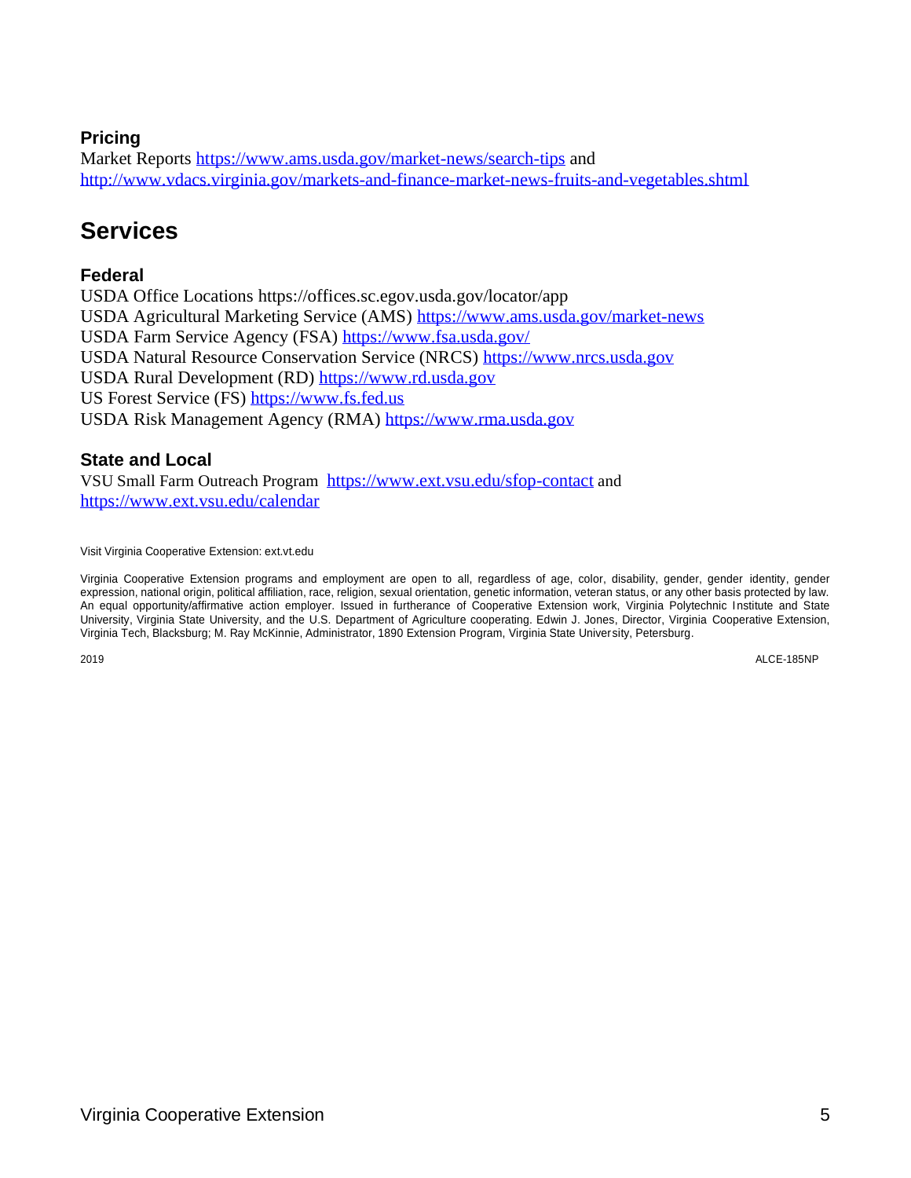### Pricing

Market Reports https://www.ams.usda.gov/market-news/search-tips and http://www.vdacs.virginia.gov/markets-and-finance-market-news-fruits-and-vegetables.shtml

## Services

### Federal

USDA Office Locations https://offices.sc.egov.usda.gov/locator/app
USDA Agricultural Marketing Service (AMS) https://www.ams.usda.gov/market-news
USDA Farm Service Agency (FSA) https://www.fsa.usda.gov/
USDA Natural Resource Conservation Service (NRCS) https://www.nrcs.usda.gov
USDA Rural Development (RD) https://www.rd.usda.gov
US Forest Service (FS) https://www.fs.fed.us
USDA Risk Management Agency (RMA) https://www.rma.usda.gov

### State and Local

VSU Small Farm Outreach Program https://www.ext.vsu.edu/sfop-contact and https://www.ext.vsu.edu/calendar

Visit Virginia Cooperative Extension: ext.vt.edu

Virginia Cooperative Extension programs and employment are open to all, regardless of age, color, disability, gender, gender identity, gender expression, national origin, political affiliation, race, religion, sexual orientation, genetic information, veteran status, or any other basis protected by law. An equal opportunity/affirmative action employer. Issued in furtherance of Cooperative Extension work, Virginia Polytechnic Institute and State University, Virginia State University, and the U.S. Department of Agriculture cooperating. Edwin J. Jones, Director, Virginia Cooperative Extension, Virginia Tech, Blacksburg; M. Ray McKinnie, Administrator, 1890 Extension Program, Virginia State University, Petersburg.

2019 ALCE-185NP